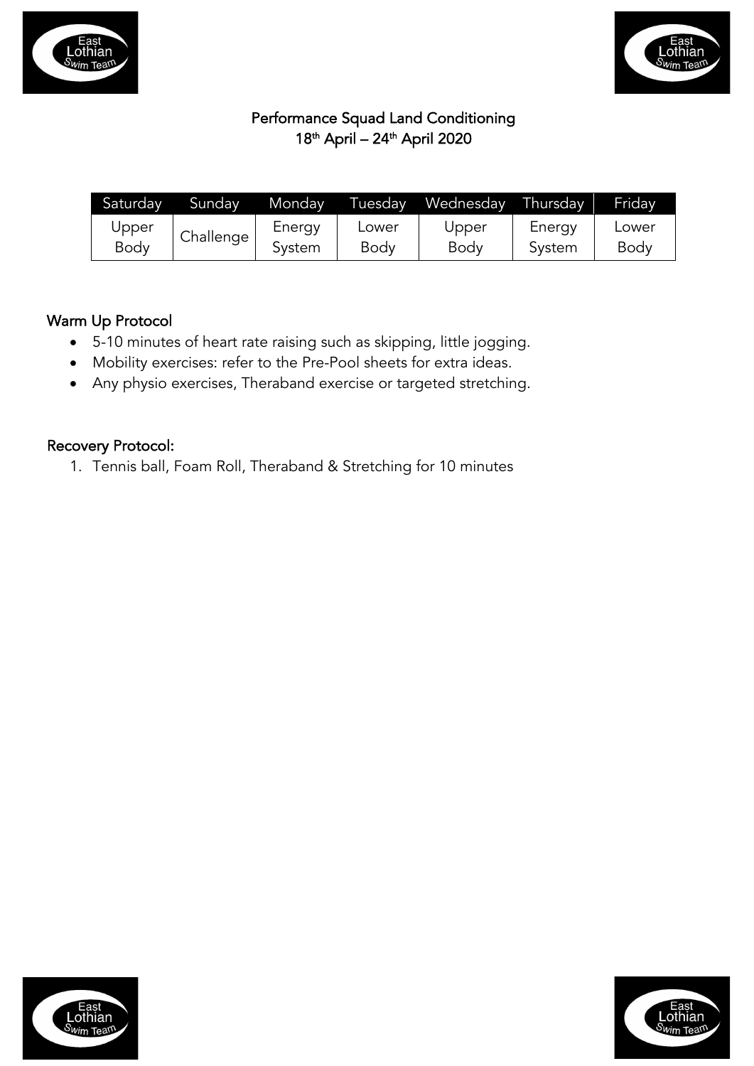# Performance Squad Land Conditioning
## 18th April – 24th April 2020

| Saturday | Sunday | Monday | Tuesday | Wednesday | Thursday | Friday |
|---|---|---|---|---|---|---|
| Upper Body | Challenge | Energy System | Lower Body | Upper Body | Energy System | Lower Body |

### Warm Up Protocol

- 5-10 minutes of heart rate raising such as skipping, little jogging.
- Mobility exercises: refer to the Pre-Pool sheets for extra ideas.
- Any physio exercises, Theraband exercise or targeted stretching.

### Recovery Protocol:

1. Tennis ball, Foam Roll, Theraband & Stretching for 10 minutes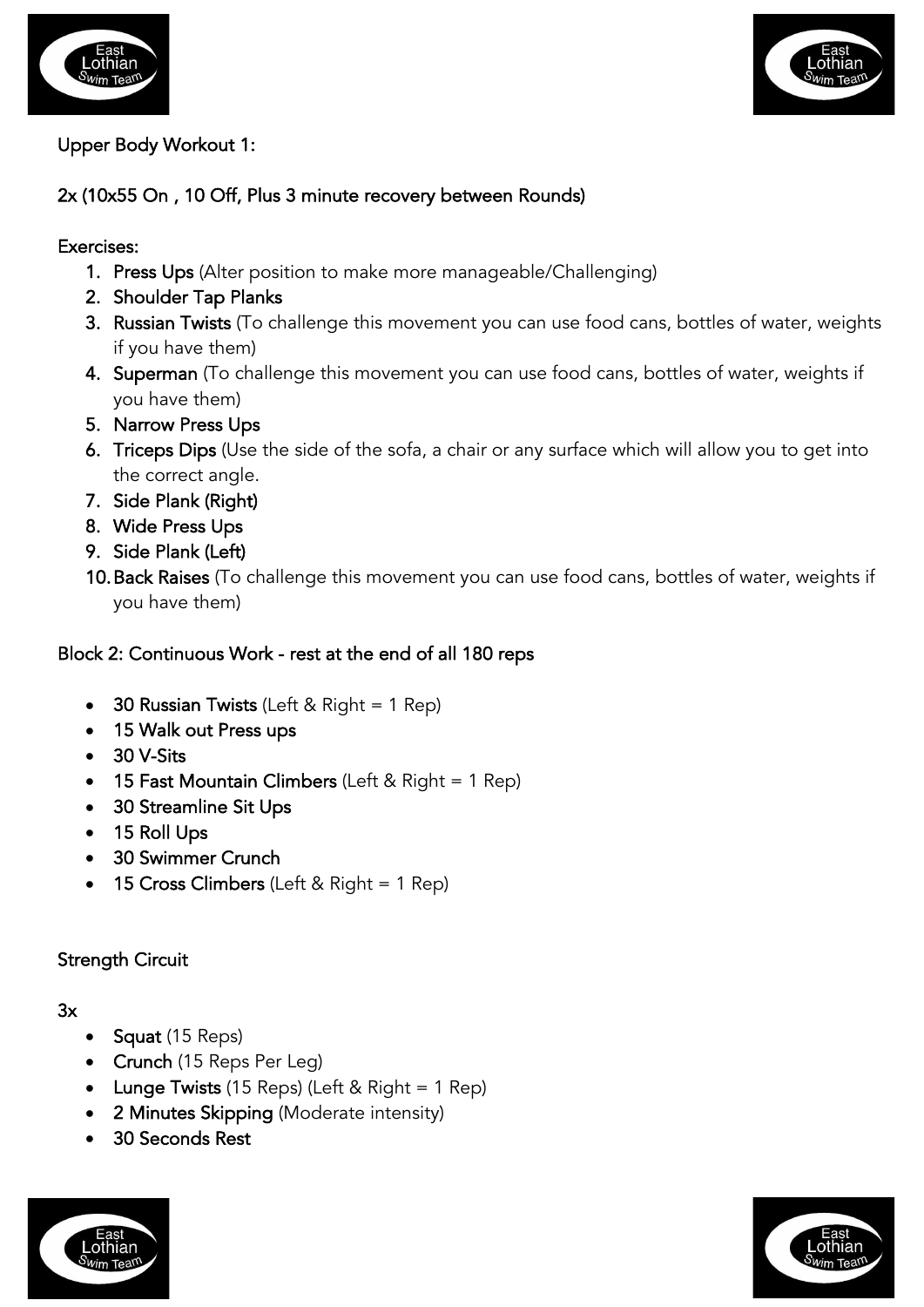Upper Body Workout 1:

2x (10x55 On , 10 Off, Plus 3 minute recovery between Rounds)

Exercises:

1. **Press Ups** (Alter position to make more manageable/Challenging)
2. **Shoulder Tap Planks**
3. **Russian Twists** (To challenge this movement you can use food cans, bottles of water, weights if you have them)
4. **Superman** (To challenge this movement you can use food cans, bottles of water, weights if you have them)
5. **Narrow Press Ups**
6. **Triceps Dips** (Use the side of the sofa, a chair or any surface which will allow you to get into the correct angle.
7. **Side Plank (Right)**
8. **Wide Press Ups**
9. **Side Plank (Left)**
10. **Back Raises** (To challenge this movement you can use food cans, bottles of water, weights if you have them)

Block 2: Continuous Work - rest at the end of all 180 reps

- **30 Russian Twists** (Left & Right = 1 Rep)
- **15 Walk out Press ups**
- **30 V-Sits**
- **15 Fast Mountain Climbers** (Left & Right = 1 Rep)
- **30 Streamline Sit Ups**
- **15 Roll Ups**
- **30 Swimmer Crunch**
- **15 Cross Climbers** (Left & Right = 1 Rep)

Strength Circuit

3x

- **Squat** (15 Reps)
- **Crunch** (15 Reps Per Leg)
- **Lunge Twists** (15 Reps) (Left & Right = 1 Rep)
- **2 Minutes Skipping** (Moderate intensity)
- **30 Seconds Rest**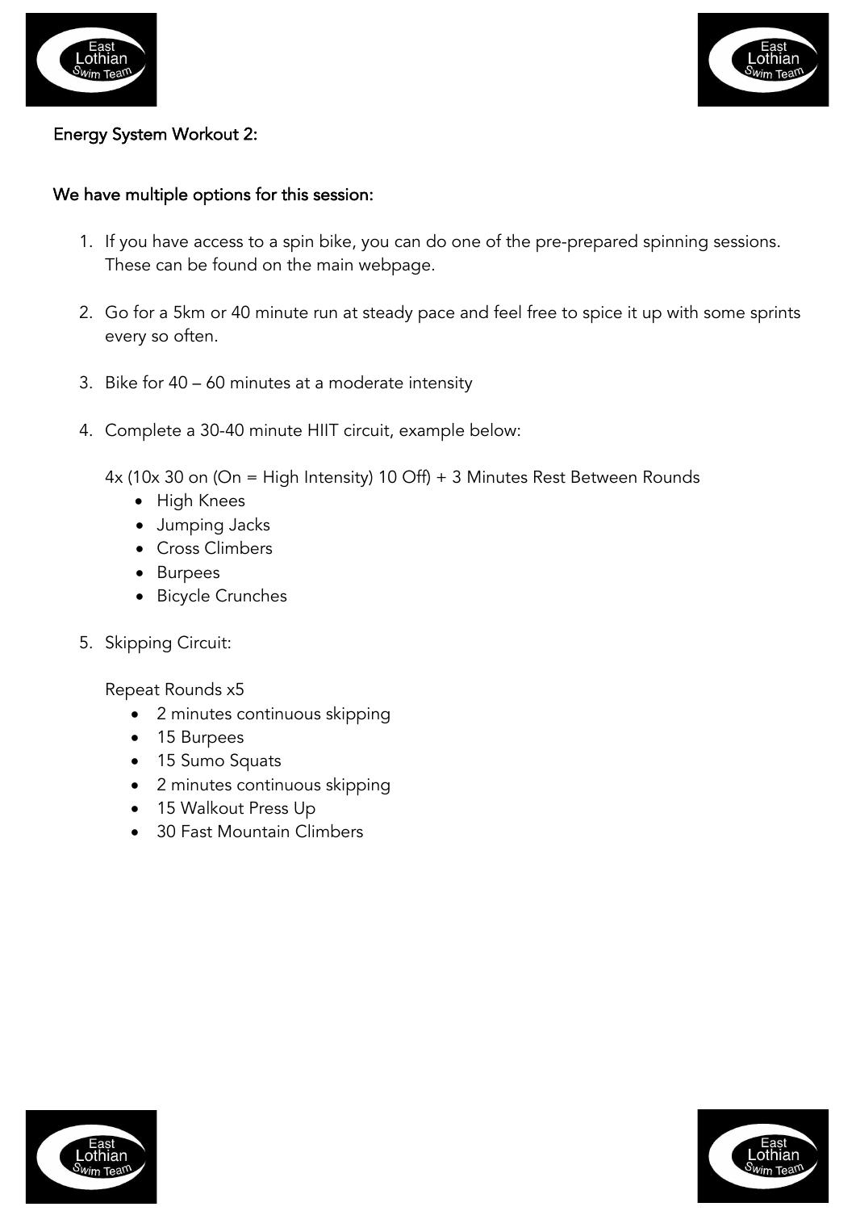## Energy System Workout 2:

### We have multiple options for this session:

1. If you have access to a spin bike, you can do one of the pre-prepared spinning sessions. These can be found on the main webpage.

2. Go for a 5km or 40 minute run at steady pace and feel free to spice it up with some sprints every so often.

3. Bike for 40 – 60 minutes at a moderate intensity

4. Complete a 30-40 minute HIIT circuit, example below:

   4x (10x 30 on (On = High Intensity) 10 Off) + 3 Minutes Rest Between Rounds
   - High Knees
   - Jumping Jacks
   - Cross Climbers
   - Burpees
   - Bicycle Crunches

5. Skipping Circuit:

   Repeat Rounds x5
   - 2 minutes continuous skipping
   - 15 Burpees
   - 15 Sumo Squats
   - 2 minutes continuous skipping
   - 15 Walkout Press Up
   - 30 Fast Mountain Climbers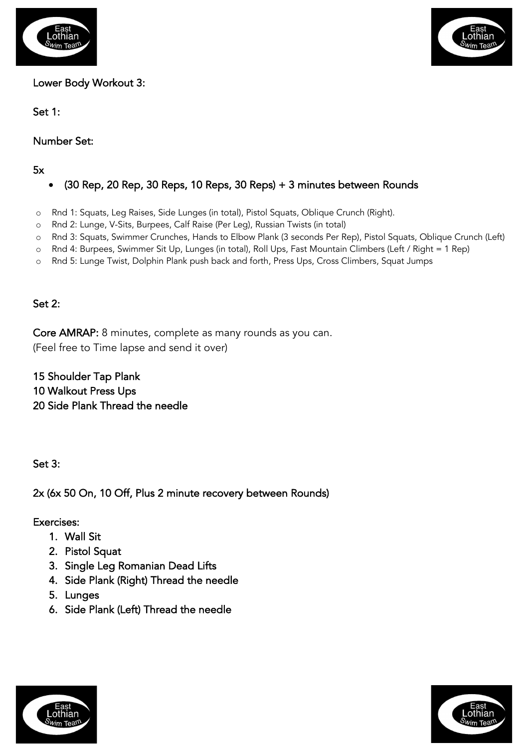Lower Body Workout 3:

Set 1:

Number Set:

5x

- (30 Rep, 20 Rep, 30 Reps, 10 Reps, 30 Reps) + 3 minutes between Rounds

  - Rnd 1: Squats, Leg Raises, Side Lunges (in total), Pistol Squats, Oblique Crunch (Right).
  - Rnd 2: Lunge, V-Sits, Burpees, Calf Raise (Per Leg), Russian Twists (in total)
  - Rnd 3: Squats, Swimmer Crunches, Hands to Elbow Plank (3 seconds Per Rep), Pistol Squats, Oblique Crunch (Left)
  - Rnd 4: Burpees, Swimmer Sit Up, Lunges (in total), Roll Ups, Fast Mountain Climbers (Left / Right = 1 Rep)
  - Rnd 5: Lunge Twist, Dolphin Plank push back and forth, Press Ups, Cross Climbers, Squat Jumps

Set 2:

Core AMRAP: 8 minutes, complete as many rounds as you can.
(Feel free to Time lapse and send it over)

15 Shoulder Tap Plank
10 Walkout Press Ups
20 Side Plank Thread the needle

Set 3:

2x (6x 50 On, 10 Off, Plus 2 minute recovery between Rounds)

Exercises:

1. Wall Sit
2. Pistol Squat
3. Single Leg Romanian Dead Lifts
4. Side Plank (Right) Thread the needle
5. Lunges
6. Side Plank (Left) Thread the needle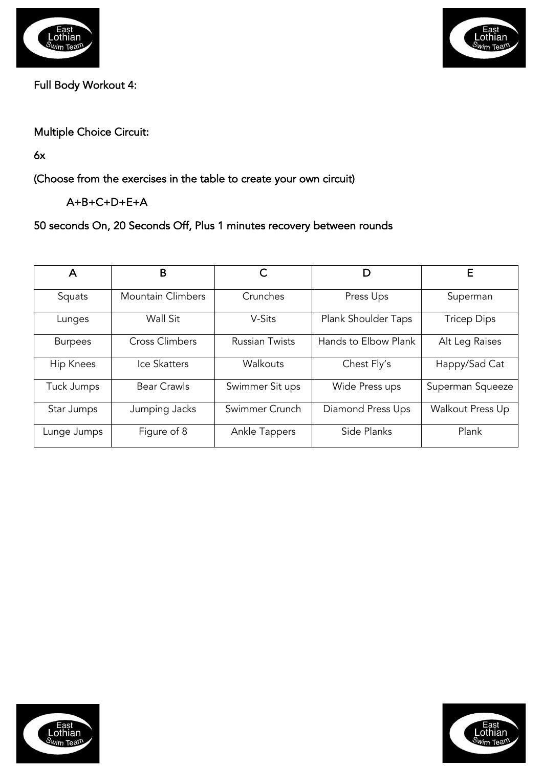Full Body Workout 4:

Multiple Choice Circuit:

6x

(Choose from the exercises in the table to create your own circuit)

A+B+C+D+E+A

50 seconds On, 20 Seconds Off, Plus 1 minutes recovery between rounds

| A | B | C | D | E |
|---|---|---|---|---|
| Squats | Mountain Climbers | Crunches | Press Ups | Superman |
| Lunges | Wall Sit | V-Sits | Plank Shoulder Taps | Tricep Dips |
| Burpees | Cross Climbers | Russian Twists | Hands to Elbow Plank | Alt Leg Raises |
| Hip Knees | Ice Skatters | Walkouts | Chest Fly's | Happy/Sad Cat |
| Tuck Jumps | Bear Crawls | Swimmer Sit ups | Wide Press ups | Superman Squeeze |
| Star Jumps | Jumping Jacks | Swimmer Crunch | Diamond Press Ups | Walkout Press Up |
| Lunge Jumps | Figure of 8 | Ankle Tappers | Side Planks | Plank |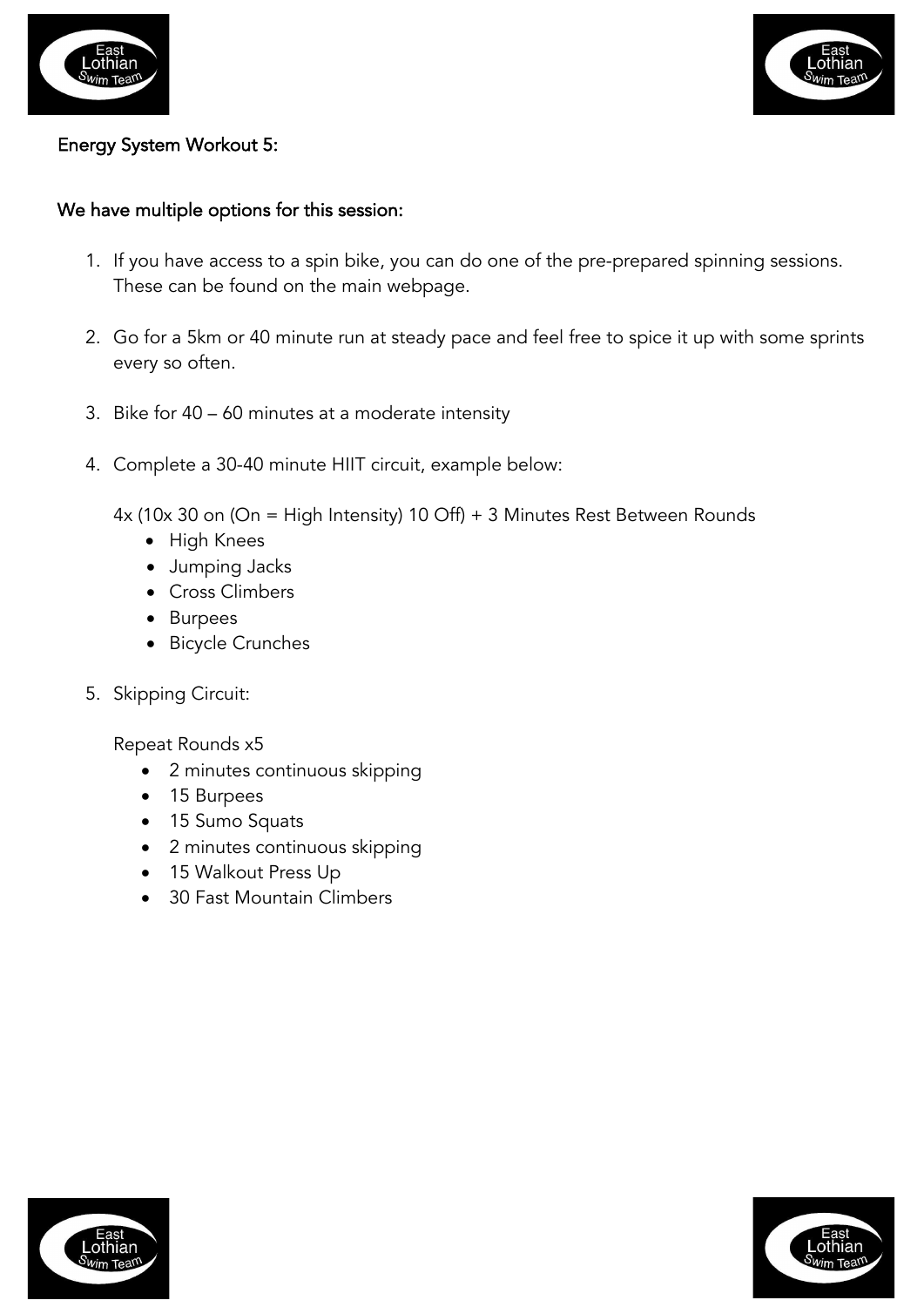## Energy System Workout 5:

### We have multiple options for this session:

1. If you have access to a spin bike, you can do one of the pre-prepared spinning sessions. These can be found on the main webpage.

2. Go for a 5km or 40 minute run at steady pace and feel free to spice it up with some sprints every so often.

3. Bike for 40 – 60 minutes at a moderate intensity

4. Complete a 30-40 minute HIIT circuit, example below:

   4x (10x 30 on (On = High Intensity) 10 Off) + 3 Minutes Rest Between Rounds
   - High Knees
   - Jumping Jacks
   - Cross Climbers
   - Burpees
   - Bicycle Crunches

5. Skipping Circuit:

   Repeat Rounds x5
   - 2 minutes continuous skipping
   - 15 Burpees
   - 15 Sumo Squats
   - 2 minutes continuous skipping
   - 15 Walkout Press Up
   - 30 Fast Mountain Climbers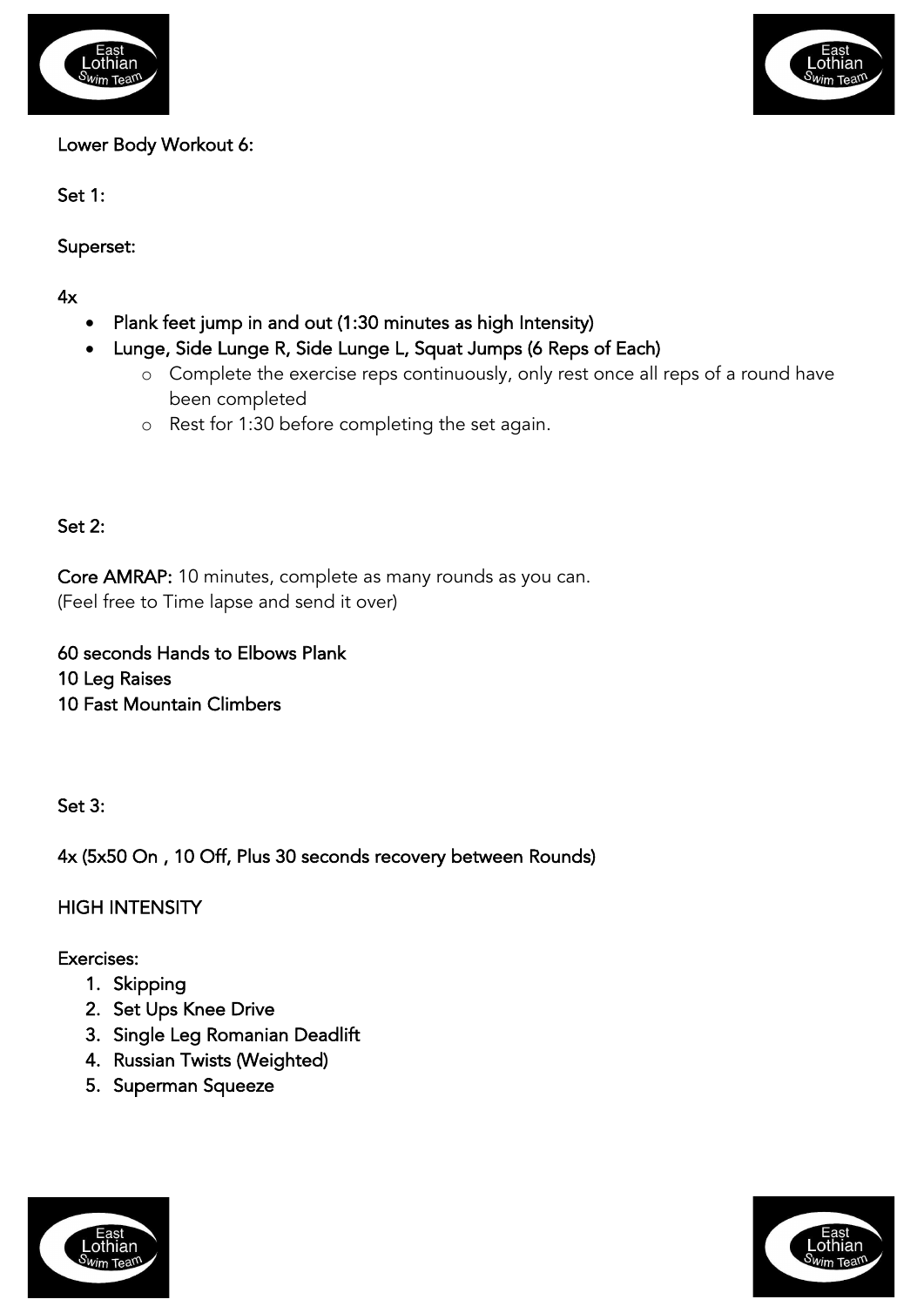Lower Body Workout 6:

Set 1:

Superset:

4x

- Plank feet jump in and out (1:30 minutes as high Intensity)
- Lunge, Side Lunge R, Side Lunge L, Squat Jumps (6 Reps of Each)
    - Complete the exercise reps continuously, only rest once all reps of a round have been completed
    - Rest for 1:30 before completing the set again.

Set 2:

**Core AMRAP:** 10 minutes, complete as many rounds as you can.
(Feel free to Time lapse and send it over)

60 seconds Hands to Elbows Plank
10 Leg Raises
10 Fast Mountain Climbers

Set 3:

4x (5x50 On , 10 Off, Plus 30 seconds recovery between Rounds)

HIGH INTENSITY

Exercises:

1. Skipping
2. Set Ups Knee Drive
3. Single Leg Romanian Deadlift
4. Russian Twists (Weighted)
5. Superman Squeeze